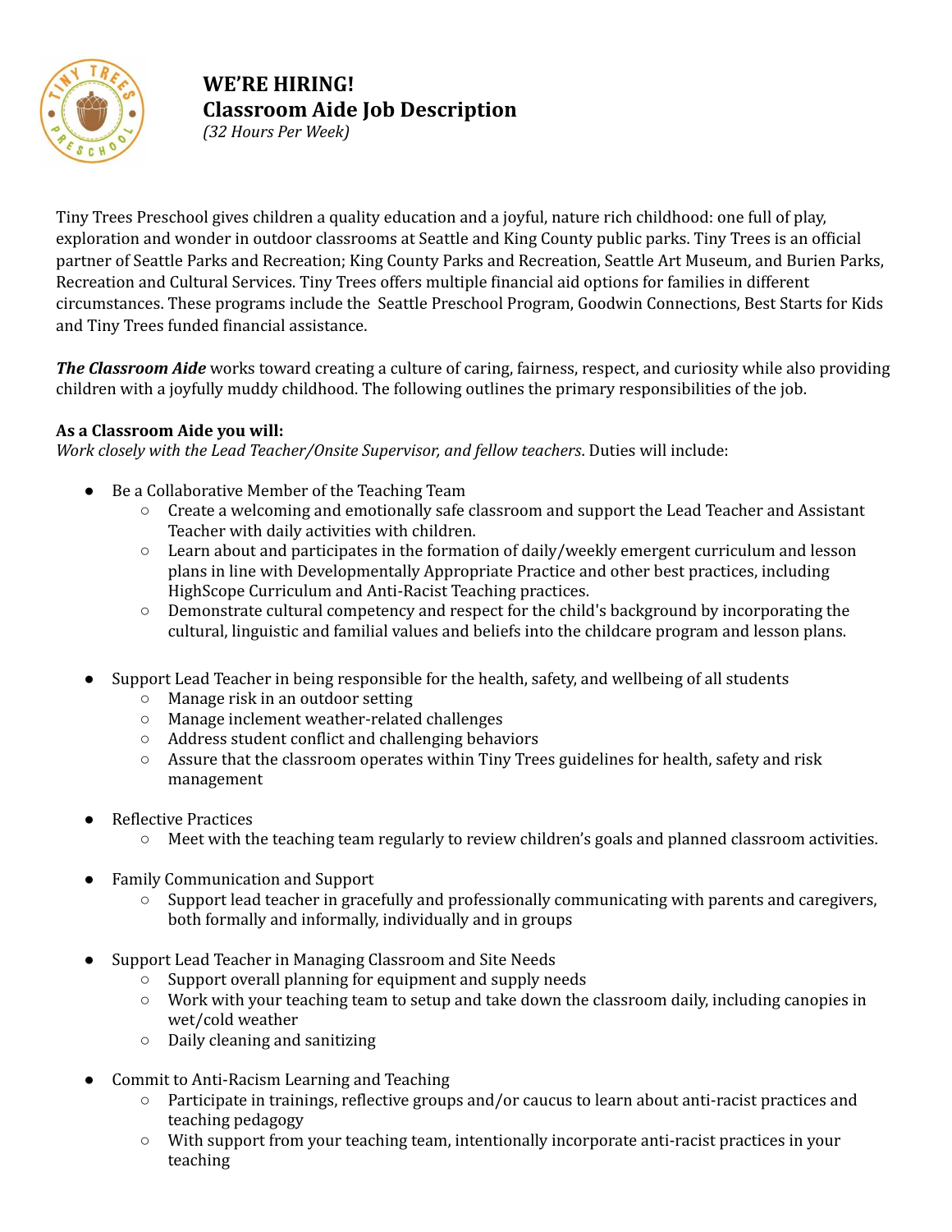# WE'RE HIRING!
# Classroom Aide Job Description
*(32 Hours Per Week)*

Tiny Trees Preschool gives children a quality education and a joyful, nature rich childhood: one full of play, exploration and wonder in outdoor classrooms at Seattle and King County public parks. Tiny Trees is an official partner of Seattle Parks and Recreation; King County Parks and Recreation, Seattle Art Museum, and Burien Parks, Recreation and Cultural Services. Tiny Trees offers multiple financial aid options for families in different circumstances. These programs include the Seattle Preschool Program, Goodwin Connections, Best Starts for Kids and Tiny Trees funded financial assistance.

***The Classroom Aide*** works toward creating a culture of caring, fairness, respect, and curiosity while also providing children with a joyfully muddy childhood. The following outlines the primary responsibilities of the job.

**As a Classroom Aide you will:**
*Work closely with the Lead Teacher/Onsite Supervisor, and fellow teachers*. Duties will include:

- Be a Collaborative Member of the Teaching Team
  - Create a welcoming and emotionally safe classroom and support the Lead Teacher and Assistant Teacher with daily activities with children.
  - Learn about and participates in the formation of daily/weekly emergent curriculum and lesson plans in line with Developmentally Appropriate Practice and other best practices, including HighScope Curriculum and Anti-Racist Teaching practices.
  - Demonstrate cultural competency and respect for the child's background by incorporating the cultural, linguistic and familial values and beliefs into the childcare program and lesson plans.

- Support Lead Teacher in being responsible for the health, safety, and wellbeing of all students
  - Manage risk in an outdoor setting
  - Manage inclement weather-related challenges
  - Address student conflict and challenging behaviors
  - Assure that the classroom operates within Tiny Trees guidelines for health, safety and risk management

- Reflective Practices
  - Meet with the teaching team regularly to review children's goals and planned classroom activities.

- Family Communication and Support
  - Support lead teacher in gracefully and professionally communicating with parents and caregivers, both formally and informally, individually and in groups

- Support Lead Teacher in Managing Classroom and Site Needs
  - Support overall planning for equipment and supply needs
  - Work with your teaching team to setup and take down the classroom daily, including canopies in wet/cold weather
  - Daily cleaning and sanitizing

- Commit to Anti-Racism Learning and Teaching
  - Participate in trainings, reflective groups and/or caucus to learn about anti-racist practices and teaching pedagogy
  - With support from your teaching team, intentionally incorporate anti-racist practices in your teaching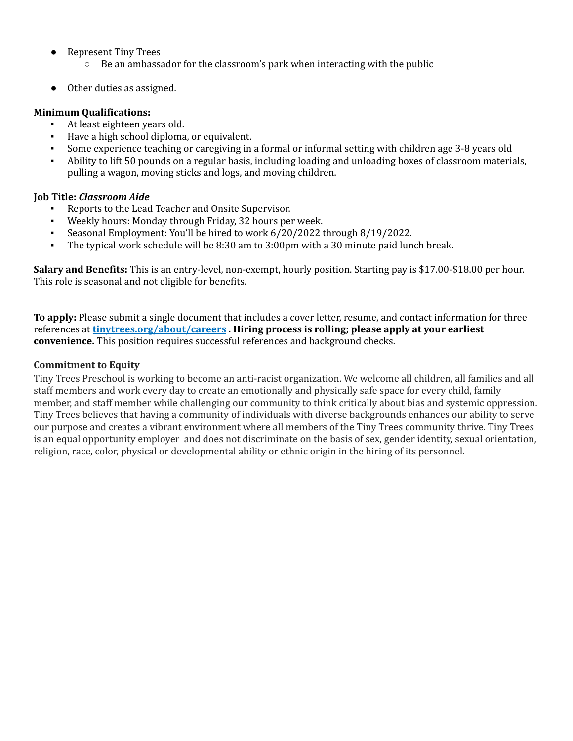- Represent Tiny Trees
  - Be an ambassador for the classroom's park when interacting with the public

- Other duties as assigned.

**Minimum Qualifications:**

- At least eighteen years old.
- Have a high school diploma, or equivalent.
- Some experience teaching or caregiving in a formal or informal setting with children age 3-8 years old
- Ability to lift 50 pounds on a regular basis, including loading and unloading boxes of classroom materials, pulling a wagon, moving sticks and logs, and moving children.

**Job Title:** ***Classroom Aide***

- Reports to the Lead Teacher and Onsite Supervisor.
- Weekly hours: Monday through Friday, 32 hours per week.
- Seasonal Employment: You'll be hired to work 6/20/2022 through 8/19/2022.
- The typical work schedule will be 8:30 am to 3:00pm with a 30 minute paid lunch break.

**Salary and Benefits:** This is an entry-level, non-exempt, hourly position. Starting pay is $17.00-$18.00 per hour. This role is seasonal and not eligible for benefits.

**To apply:** Please submit a single document that includes a cover letter, resume, and contact information for three references at **[tinytrees.org/about/careers](tinytrees.org/about/careers) . Hiring process is rolling; please apply at your earliest convenience.** This position requires successful references and background checks.

**Commitment to Equity**

Tiny Trees Preschool is working to become an anti-racist organization. We welcome all children, all families and all staff members and work every day to create an emotionally and physically safe space for every child, family member, and staff member while challenging our community to think critically about bias and systemic oppression. Tiny Trees believes that having a community of individuals with diverse backgrounds enhances our ability to serve our purpose and creates a vibrant environment where all members of the Tiny Trees community thrive. Tiny Trees is an equal opportunity employer and does not discriminate on the basis of sex, gender identity, sexual orientation, religion, race, color, physical or developmental ability or ethnic origin in the hiring of its personnel.